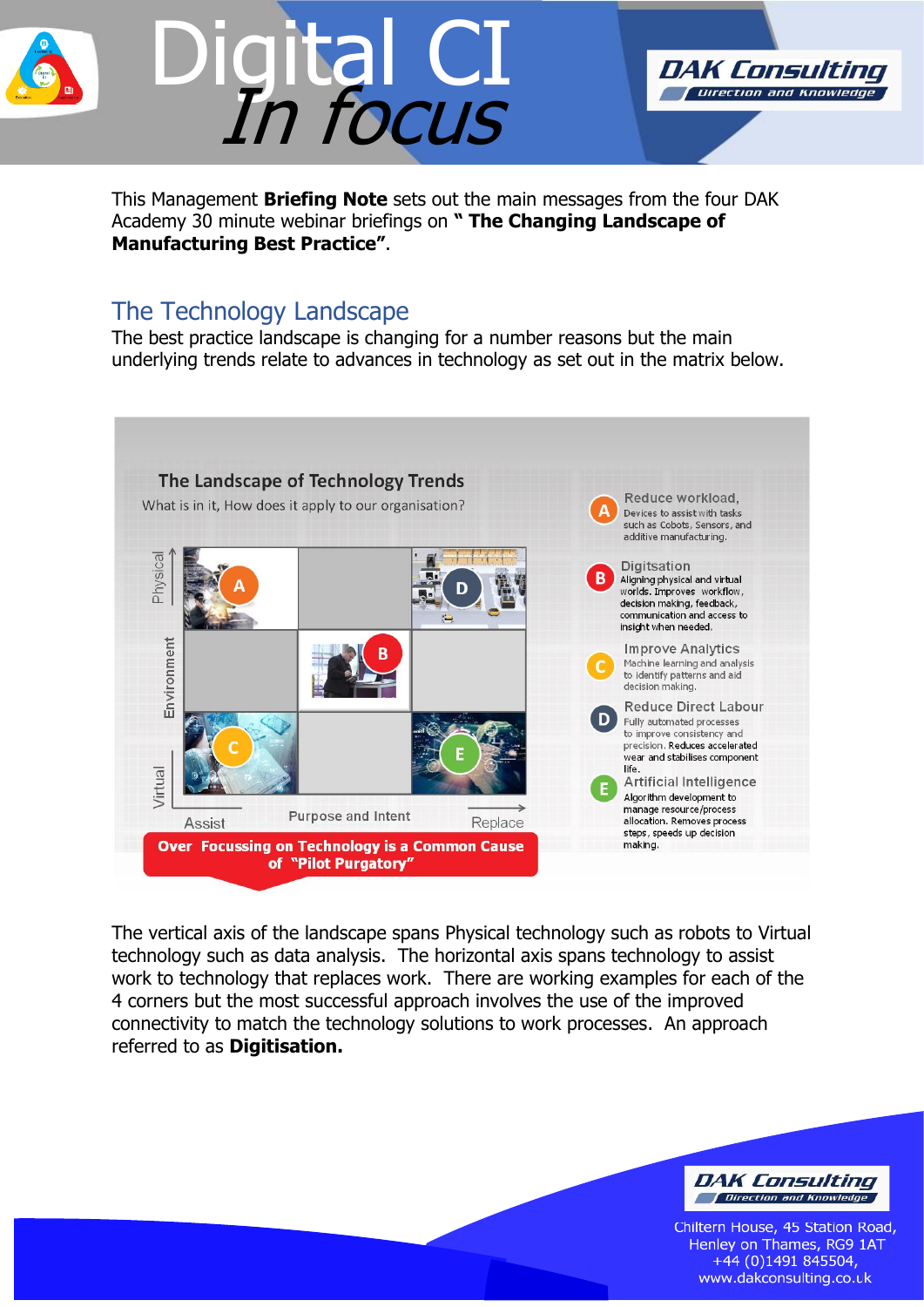# Digital CI *In focus*

This Management **Briefing Note** sets out the main messages from the four DAK Academy 30 minute webinar briefings on **" The Changing Landscape of Manufacturing Best Practice"**.

## The Technology Landscape

The best practice landscape is changing for a number reasons but the main underlying trends relate to advances in technology as set out in the matrix below.

**The Landscape of Technology Trends**

What is in it, How does it apply to our organisation?

- **A** Reduce workload, Devices to assist with tasks such as Cobots, Sensors, and additive manufacturing.
- **B** Digitsation Aligning physical and virtual worlds. Improves workflow, decision making, feedback, communication and access to insight when needed.
- **C** Improve Analytics Machine learning and analysis to identify patterns and aid decision making.
- **D** Reduce Direct Labour Fully automated processes to improve consistency and precision. Reduces accelerated wear and stabilises component life.
- **E** Artificial Intelligence Algorithm development to manage resource/process allocation. Removes process steps, speeds up decision making.

Over Focussing on Technology is a Common Cause of "Pilot Purgatory"

The vertical axis of the landscape spans Physical technology such as robots to Virtual technology such as data analysis. The horizontal axis spans technology to assist work to technology that replaces work. There are working examples for each of the 4 corners but the most successful approach involves the use of the improved connectivity to match the technology solutions to work processes. An approach referred to as **Digitisation.**

DAK Consulting
Direction and Knowledge
Chiltern House, 45 Station Road,
Henley on Thames, RG9 1AT
+44 (0)1491 845504,
www.dakconsulting.co.uk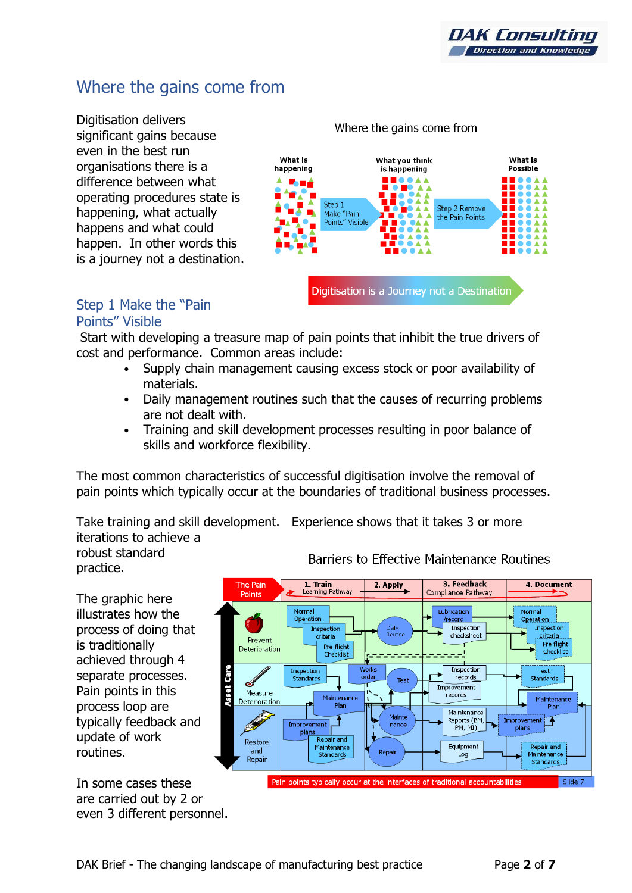## Where the gains come from

Digitisation delivers significant gains because even in the best run organisations there is a difference between what operating procedures state is happening, what actually happens and what could happen. In other words this is a journey not a destination.

Where the gains come from

What is happening — Step 1 Make "Pain Points" Visible — What you think is happening — Step 2 Remove the Pain Points — What is Possible

Digitisation is a Journey not a Destination

### Step 1 Make the "Pain Points" Visible

Start with developing a treasure map of pain points that inhibit the true drivers of cost and performance. Common areas include:

- Supply chain management causing excess stock or poor availability of materials.
- Daily management routines such that the causes of recurring problems are not dealt with.
- Training and skill development processes resulting in poor balance of skills and workforce flexibility.

The most common characteristics of successful digitisation involve the removal of pain points which typically occur at the boundaries of traditional business processes.

Take training and skill development. Experience shows that it takes 3 or more iterations to achieve a robust standard practice.

The graphic here illustrates how the process of doing that is traditionally achieved through 4 separate processes. Pain points in this process loop are typically feedback and update of work routines.

In some cases these are carried out by 2 or even 3 different personnel.

Barriers to Effective Maintenance Routines

| The Pain Points | 1. Train (Learning Pathway) | 2. Apply | 3. Feedback (Compliance Pathway) | 4. Document |
|---|---|---|---|---|
| Prevent Deterioration | Normal Operation; Inspection criteria; Pre flight Checklist | Daily Routine | Lubrication /record; Inspection checksheet | Normal Operation; Inspection criteria; Pre flight Checklist |
| Measure Deterioration | Inspection Standards; Maintenance Plan | Works order; Test | Inspection records; Improvement records | Test Standards; Maintenance Plan |
| Restore and Repair | Improvement plans; Repair and Maintenance Standards | Maintenance; Repair | Maintenance Reports (BM, PM, MI); Equipment Log | Improvement plans; Repair and Maintenance Standards |

Asset Care

Pain points typically occur at the interfaces of traditional accountabilities — Slide 7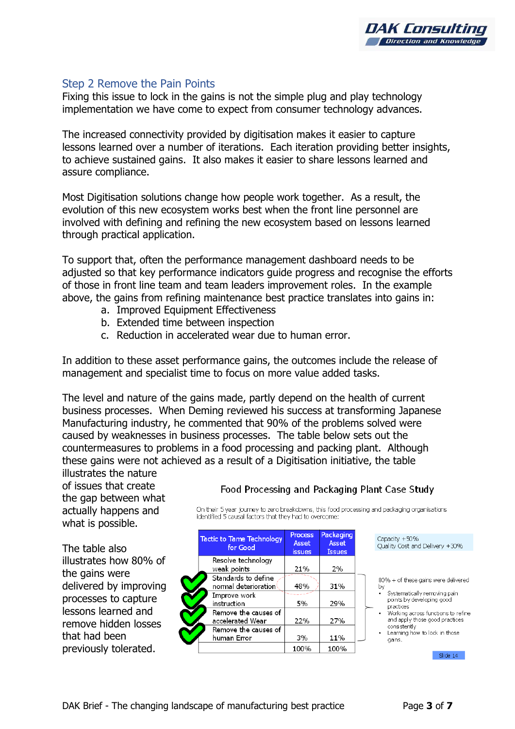## Step 2 Remove the Pain Points

Fixing this issue to lock in the gains is not the simple plug and play technology implementation we have come to expect from consumer technology advances.

The increased connectivity provided by digitisation makes it easier to capture lessons learned over a number of iterations. Each iteration providing better insights, to achieve sustained gains. It also makes it easier to share lessons learned and assure compliance.

Most Digitisation solutions change how people work together. As a result, the evolution of this new ecosystem works best when the front line personnel are involved with defining and refining the new ecosystem based on lessons learned through practical application.

To support that, often the performance management dashboard needs to be adjusted so that key performance indicators guide progress and recognise the efforts of those in front line team and team leaders improvement roles. In the example above, the gains from refining maintenance best practice translates into gains in:

a. Improved Equipment Effectiveness
b. Extended time between inspection
c. Reduction in accelerated wear due to human error.

In addition to these asset performance gains, the outcomes include the release of management and specialist time to focus on more value added tasks.

The level and nature of the gains made, partly depend on the health of current business processes. When Deming reviewed his success at transforming Japanese Manufacturing industry, he commented that 90% of the problems solved were caused by weaknesses in business processes. The table below sets out the countermeasures to problems in a food processing and packing plant. Although these gains were not achieved as a result of a Digitisation initiative, the table illustrates the nature of issues that create the gap between what actually happens and what is possible.

The table also illustrates how 80% of the gains were delivered by improving processes to capture lessons learned and remove hidden losses that had been previously tolerated.

**Food Processing and Packaging Plant Case Study**

On their 5 year journey to zero breakdowns, this food processing and packaging organisations identified 5 causal factors that they had to overcome:

| Tactic to Tame Technology for Good | Process Asset issues | Packaging Asset Issues |
|---|---|---|
| Resolve technology weak points | 21% | 2% |
| ✔ Standards to define normal deterioration | 48% | 31% |
| ✔ Improve work instruction | 5% | 29% |
| ✔ Remove the causes of accelerated Wear | 22% | 27% |
| ✔ Remove the causes of human Error | 3% | 11% |
| | 100% | 100% |

Capacity +50%
Quality Cost and Delivery +30%

80% + of these gains were delivered by
- Systematically removing pain points by developing good practices
- Working across functions to refine and apply those good practices consistently
- Learning how to lock in those gains.

Slide 14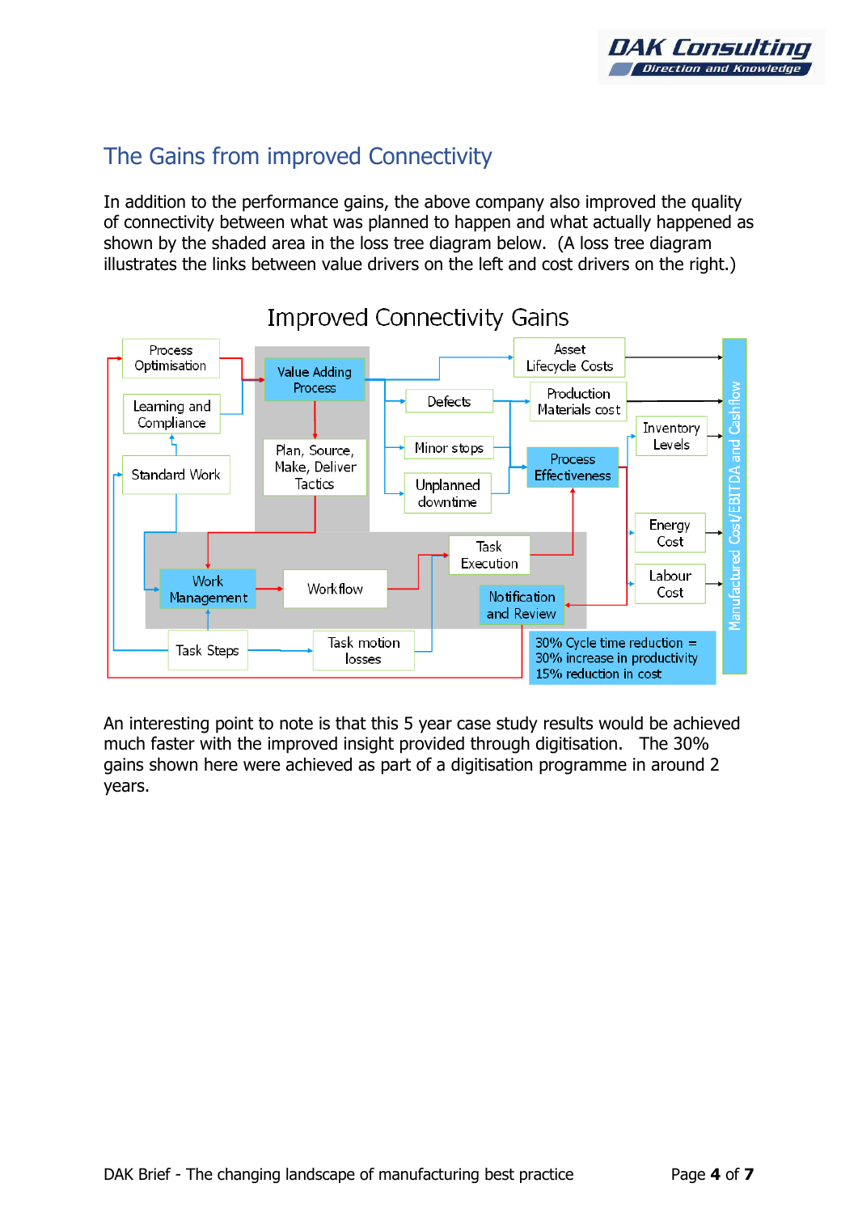## The Gains from improved Connectivity

In addition to the performance gains, the above company also improved the quality of connectivity between what was planned to happen and what actually happened as shown by the shaded area in the loss tree diagram below. (A loss tree diagram illustrates the links between value drivers on the left and cost drivers on the right.)

Improved Connectivity Gains

Process Optimisation

Learning and Compliance

Standard Work

Value Adding Process

Plan, Source, Make, Deliver Tactics

Asset Lifecycle Costs

Defects

Production Materials cost

Minor stops

Unplanned downtime

Process Effectiveness

Inventory Levels

Energy Cost

Labour Cost

Task Execution

Work Management

Workflow

Notification and Review

Task Steps

Task motion losses

30% Cycle time reduction = 30% increase in productivity 15% reduction in cost

Manufactured Cost/EBITDA and Cashflow

An interesting point to note is that this 5 year case study results would be achieved much faster with the improved insight provided through digitisation. The 30% gains shown here were achieved as part of a digitisation programme in around 2 years.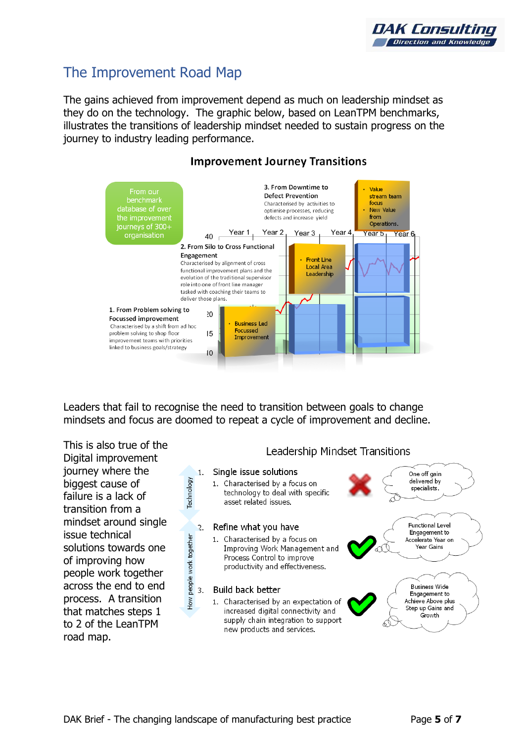## The Improvement Road Map

The gains achieved from improvement depend as much on leadership mindset as they do on the technology. The graphic below, based on LeanTPM benchmarks, illustrates the transitions of leadership mindset needed to sustain progress on the journey to industry leading performance.

### Improvement Journey Transitions

From our benchmark database of over the improvement journeys of 300+ organisation

1. From Problem solving to Focussed improvement
Characterised by a shift from ad hoc problem solving to shop floor improvement teams with priorities linked to business goals/strategy

- Business Led Focussed Improvement

2. From Silo to Cross Functional Engagement
Characterised by alignment of cross functional improvement plans and the evolution of the traditional supervisor role into one of front line manager tasked with coaching their teams to deliver those plans.

- Front Line Local Area Leadership

3. From Downtime to Defect Prevention
Characterised by activities to optimise processes, reducing defects and increase yield

- Value stream team focus
- New Value from Operations.

Year 1, Year 2, Year 3, Year 4, Year 5, Year 6

40, 20, 15, 10

Leaders that fail to recognise the need to transition between goals to change mindsets and focus are doomed to repeat a cycle of improvement and decline.

This is also true of the Digital improvement journey where the biggest cause of failure is a lack of transition from a mindset around single issue technical solutions towards one of improving how people work together across the end to end process. A transition that matches steps 1 to 2 of the LeanTPM road map.

### Leadership Mindset Transitions

Technology

1. Single issue solutions
   1. Characterised by a focus on technology to deal with specific asset related issues.

   One off gain delivered by specialists.

How people work together

2. Refine what you have
   1. Characterised by a focus on Improving Work Management and Process Control to improve productivity and effectiveness.

   Functional Level Engagement to Accelerate Year on Year Gains

3. Build back better
   1. Characterised by an expectation of increased digital connectivity and supply chain integration to support new products and services.

   Business Wide Engagement to Achieve Above plus Step up Gains and Growth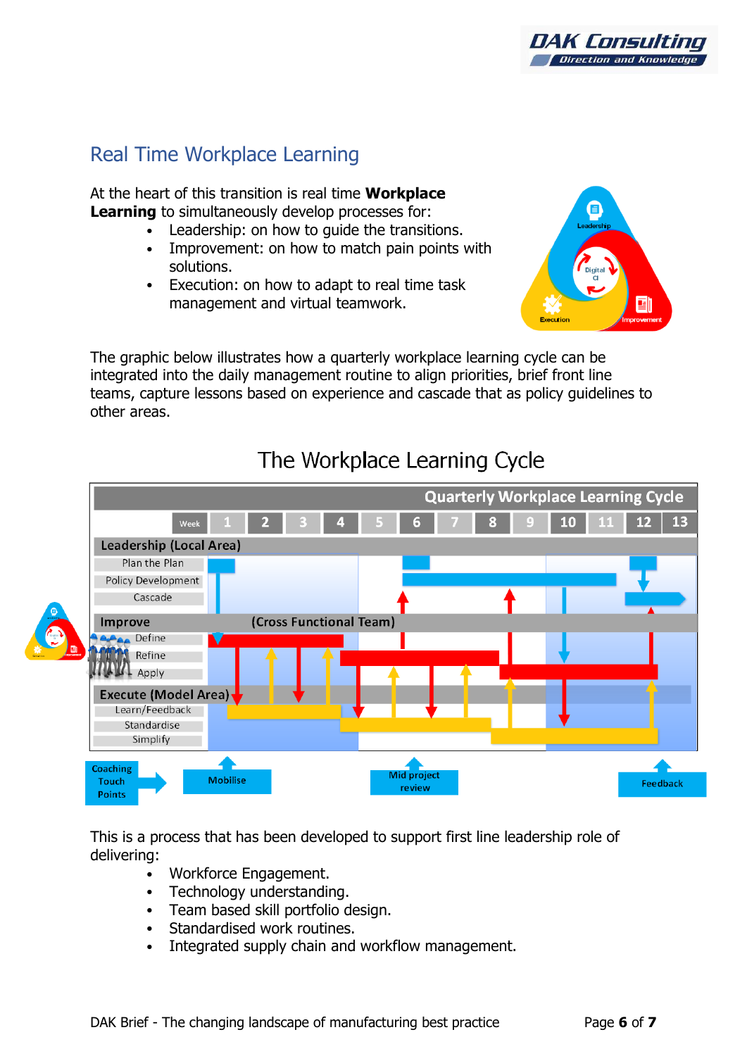## Real Time Workplace Learning

At the heart of this transition is real time **Workplace Learning** to simultaneously develop processes for:

- Leadership: on how to guide the transitions.
- Improvement: on how to match pain points with solutions.
- Execution: on how to adapt to real time task management and virtual teamwork.

The graphic below illustrates how a quarterly workplace learning cycle can be integrated into the daily management routine to align priorities, brief front line teams, capture lessons based on experience and cascade that as policy guidelines to other areas.

### The Workplace Learning Cycle

This is a process that has been developed to support first line leadership role of delivering:

- Workforce Engagement.
- Technology understanding.
- Team based skill portfolio design.
- Standardised work routines.
- Integrated supply chain and workflow management.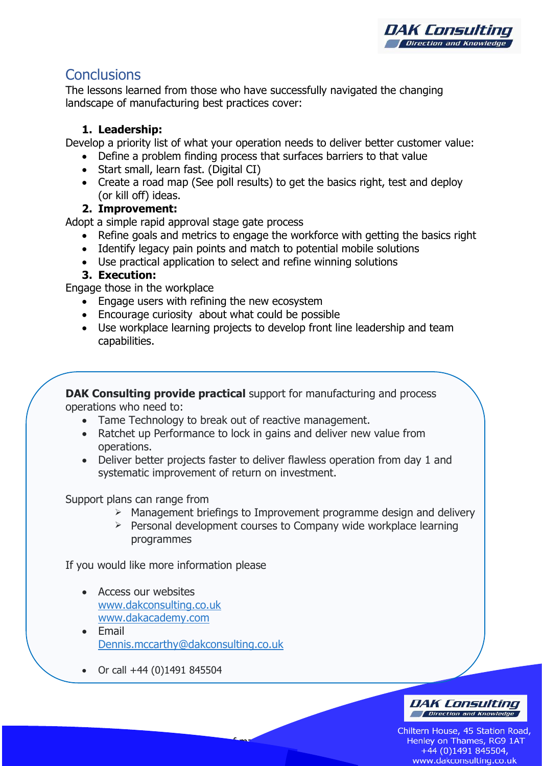## Conclusions

The lessons learned from those who have successfully navigated the changing landscape of manufacturing best practices cover:

1. **Leadership:**

Develop a priority list of what your operation needs to deliver better customer value:

- Define a problem finding process that surfaces barriers to that value
- Start small, learn fast. (Digital CI)
- Create a road map (See poll results) to get the basics right, test and deploy (or kill off) ideas.

2. **Improvement:**

Adopt a simple rapid approval stage gate process

- Refine goals and metrics to engage the workforce with getting the basics right
- Identify legacy pain points and match to potential mobile solutions
- Use practical application to select and refine winning solutions

3. **Execution:**

Engage those in the workplace

- Engage users with refining the new ecosystem
- Encourage curiosity about what could be possible
- Use workplace learning projects to develop front line leadership and team capabilities.

**DAK Consulting provide practical** support for manufacturing and process operations who need to:

- Tame Technology to break out of reactive management.
- Ratchet up Performance to lock in gains and deliver new value from operations.
- Deliver better projects faster to deliver flawless operation from day 1 and systematic improvement of return on investment.

Support plans can range from

- Management briefings to Improvement programme design and delivery
- Personal development courses to Company wide workplace learning programmes

If you would like more information please

- Access our websites
  www.dakconsulting.co.uk
  www.dakacademy.com
- Email
  Dennis.mccarthy@dakconsulting.co.uk
- Or call +44 (0)1491 845504

Chiltern House, 45 Station Road, Henley on Thames, RG9 1AT
+44 (0)1491 845504,
www.dakconsulting.co.uk